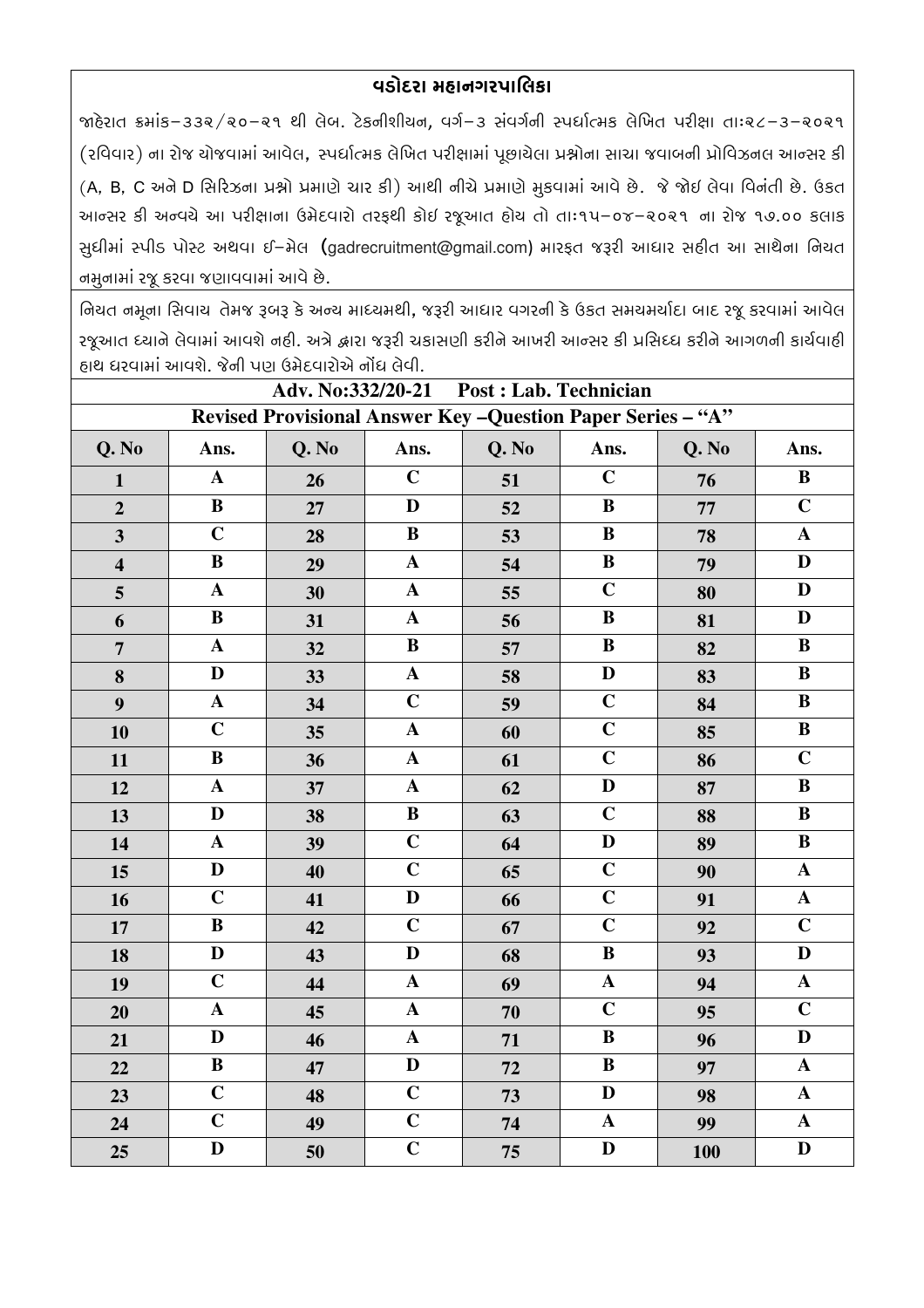# વડોદરા મહાનગરપાલિકા

જાહેરાત ક્રમાંક–૩૩૨/૨૦–૨૧ થી લેબ. ટેકનીશીયન, વર્ગ–૩ સંવર્ગની સ્પર્ધાત્મક લેખિત પરીક્ષા તા:૨૮–૩–૨૦૨૧ (રવિવાર) ના રોજ યોજવામાં આવેલ, સ્પર્ધાત્મક લેખિત પરીક્ષામાં પૂછાયેલા પ્રશ્નોના સાચા જવાબની પ્રોવિઝનલ આન્સર કી (A, B, C અને D સિરિઝના પ્રશ્નો પ્રમાણે ચાર કી) આથી નીચે પ્રમાણે મુકવામાં આવે છે. જે જોઇ લેવા વિનંતી છે. ઉકત આન્સર કી અન્વયે આ પરીક્ષાના ઉમેદવારો તરફથી કોઇ રજૂઆત હોય તો તા:૧૫–૦૪–૨૦૨૧ ના રોજ ૧૭.૦૦ કલાક સુધીમાં સ્પીડ પોસ્ટ અથવા ઈ–મેલ (gadrecruitment@gmail.com) મારફત જરૂરી આધાર સહીત આ સાથેના નિયત નમુનામાં રજૂ કરવા જણાવવામાં આવે છે.

નિયત નમૂના સિવાય તેમજ રૂબરૂ કે અન્ય માધ્યમથી, જરૂરી આધાર વગરની કે ઉકત સમયમર્યાદા બાદ રજૂ કરવામાં આવેલ રજૂઆત ધ્યાને લેવામાં આવશે નહી. અત્રે દ્વારા જરૂરી ચકાસણી કરીને આખરી આન્સર કી પ્રસિધ્ધ કરીને આગળની કાર્યવાહી હાથ ધરવામાં આવશે. જેની પણ ઉમેદવારોએ નોંધ લેવી.

**Adv. No:332/20-21 Post : Lab. Technician**

**Revised Provisional Answer Key –Question Paper Series – "A"**

| Q. No | Ans. | Q. No | Ans. | Q. No | Ans. | Q. No | Ans. |
|---|---|---|---|---|---|---|---|
| 1 | A | 26 | C | 51 | C | 76 | B |
| 2 | B | 27 | D | 52 | B | 77 | C |
| 3 | C | 28 | B | 53 | B | 78 | A |
| 4 | B | 29 | A | 54 | B | 79 | D |
| 5 | A | 30 | A | 55 | C | 80 | D |
| 6 | B | 31 | A | 56 | B | 81 | D |
| 7 | A | 32 | B | 57 | B | 82 | B |
| 8 | D | 33 | A | 58 | D | 83 | B |
| 9 | A | 34 | C | 59 | C | 84 | B |
| 10 | C | 35 | A | 60 | C | 85 | B |
| 11 | B | 36 | A | 61 | C | 86 | C |
| 12 | A | 37 | A | 62 | D | 87 | B |
| 13 | D | 38 | B | 63 | C | 88 | B |
| 14 | A | 39 | C | 64 | D | 89 | B |
| 15 | D | 40 | C | 65 | C | 90 | A |
| 16 | C | 41 | D | 66 | C | 91 | A |
| 17 | B | 42 | C | 67 | C | 92 | C |
| 18 | D | 43 | D | 68 | B | 93 | D |
| 19 | C | 44 | A | 69 | A | 94 | A |
| 20 | A | 45 | A | 70 | C | 95 | C |
| 21 | D | 46 | A | 71 | B | 96 | D |
| 22 | B | 47 | D | 72 | B | 97 | A |
| 23 | C | 48 | C | 73 | D | 98 | A |
| 24 | C | 49 | C | 74 | A | 99 | A |
| 25 | D | 50 | C | 75 | D | 100 | D |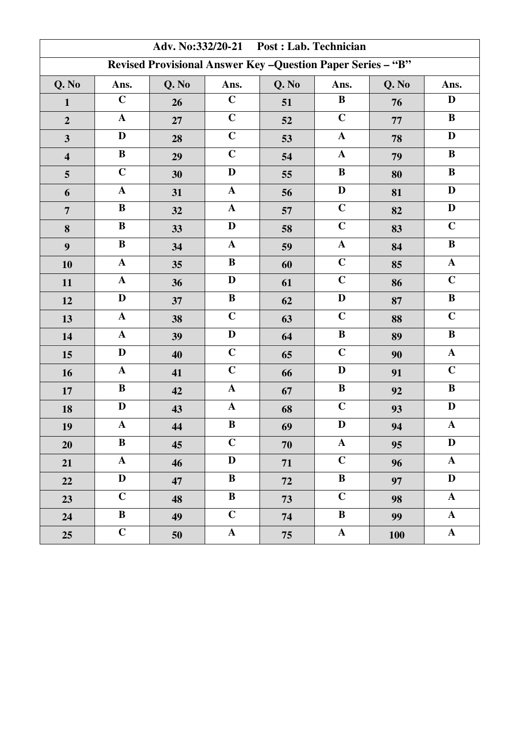| Adv. No:332/20-21 Post : Lab. Technician | | | | | | | |
|---|---|---|---|---|---|---|---|
| **Revised Provisional Answer Key –Question Paper Series – "B"** | | | | | | | |
| **Q. No** | **Ans.** | **Q. No** | **Ans.** | **Q. No** | **Ans.** | **Q. No** | **Ans.** |
| 1 | C | 26 | C | 51 | B | 76 | D |
| 2 | A | 27 | C | 52 | C | 77 | B |
| 3 | D | 28 | C | 53 | A | 78 | D |
| 4 | B | 29 | C | 54 | A | 79 | B |
| 5 | C | 30 | D | 55 | B | 80 | B |
| 6 | A | 31 | A | 56 | D | 81 | D |
| 7 | B | 32 | A | 57 | C | 82 | D |
| 8 | B | 33 | D | 58 | C | 83 | C |
| 9 | B | 34 | A | 59 | A | 84 | B |
| 10 | A | 35 | B | 60 | C | 85 | A |
| 11 | A | 36 | D | 61 | C | 86 | C |
| 12 | D | 37 | B | 62 | D | 87 | B |
| 13 | A | 38 | C | 63 | C | 88 | C |
| 14 | A | 39 | D | 64 | B | 89 | B |
| 15 | D | 40 | C | 65 | C | 90 | A |
| 16 | A | 41 | C | 66 | D | 91 | C |
| 17 | B | 42 | A | 67 | B | 92 | B |
| 18 | D | 43 | A | 68 | C | 93 | D |
| 19 | A | 44 | B | 69 | D | 94 | A |
| 20 | B | 45 | C | 70 | A | 95 | D |
| 21 | A | 46 | D | 71 | C | 96 | A |
| 22 | D | 47 | B | 72 | B | 97 | D |
| 23 | C | 48 | B | 73 | C | 98 | A |
| 24 | B | 49 | C | 74 | B | 99 | A |
| 25 | C | 50 | A | 75 | A | 100 | A |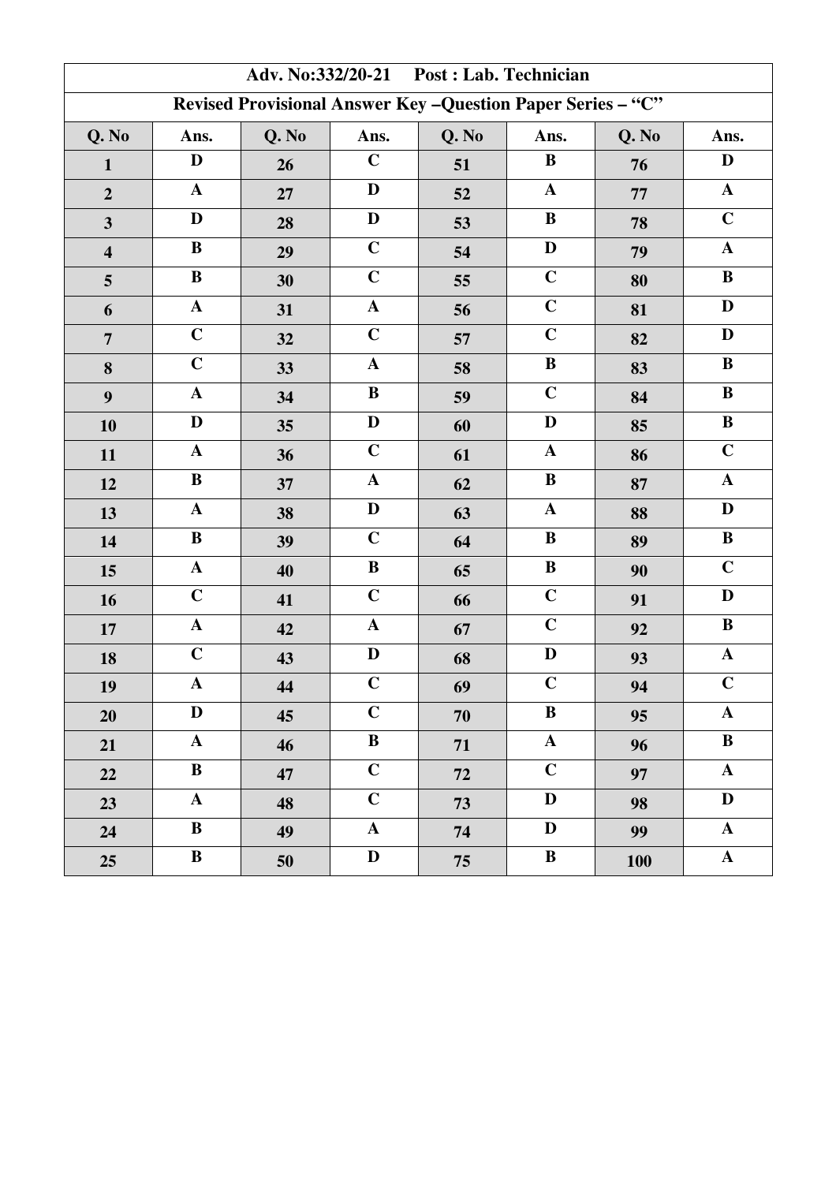| Adv. No:332/20-21 Post : Lab. Technician | | | | | | | |
|---|---|---|---|---|---|---|---|
| **Revised Provisional Answer Key –Question Paper Series – "C"** | | | | | | | |
| **Q. No** | **Ans.** | **Q. No** | **Ans.** | **Q. No** | **Ans.** | **Q. No** | **Ans.** |
| 1 | D | 26 | C | 51 | B | 76 | D |
| 2 | A | 27 | D | 52 | A | 77 | A |
| 3 | D | 28 | D | 53 | B | 78 | C |
| 4 | B | 29 | C | 54 | D | 79 | A |
| 5 | B | 30 | C | 55 | C | 80 | B |
| 6 | A | 31 | A | 56 | C | 81 | D |
| 7 | C | 32 | C | 57 | C | 82 | D |
| 8 | C | 33 | A | 58 | B | 83 | B |
| 9 | A | 34 | B | 59 | C | 84 | B |
| 10 | D | 35 | D | 60 | D | 85 | B |
| 11 | A | 36 | C | 61 | A | 86 | C |
| 12 | B | 37 | A | 62 | B | 87 | A |
| 13 | A | 38 | D | 63 | A | 88 | D |
| 14 | B | 39 | C | 64 | B | 89 | B |
| 15 | A | 40 | B | 65 | B | 90 | C |
| 16 | C | 41 | C | 66 | C | 91 | D |
| 17 | A | 42 | A | 67 | C | 92 | B |
| 18 | C | 43 | D | 68 | D | 93 | A |
| 19 | A | 44 | C | 69 | C | 94 | C |
| 20 | D | 45 | C | 70 | B | 95 | A |
| 21 | A | 46 | B | 71 | A | 96 | B |
| 22 | B | 47 | C | 72 | C | 97 | A |
| 23 | A | 48 | C | 73 | D | 98 | D |
| 24 | B | 49 | A | 74 | D | 99 | A |
| 25 | B | 50 | D | 75 | B | 100 | A |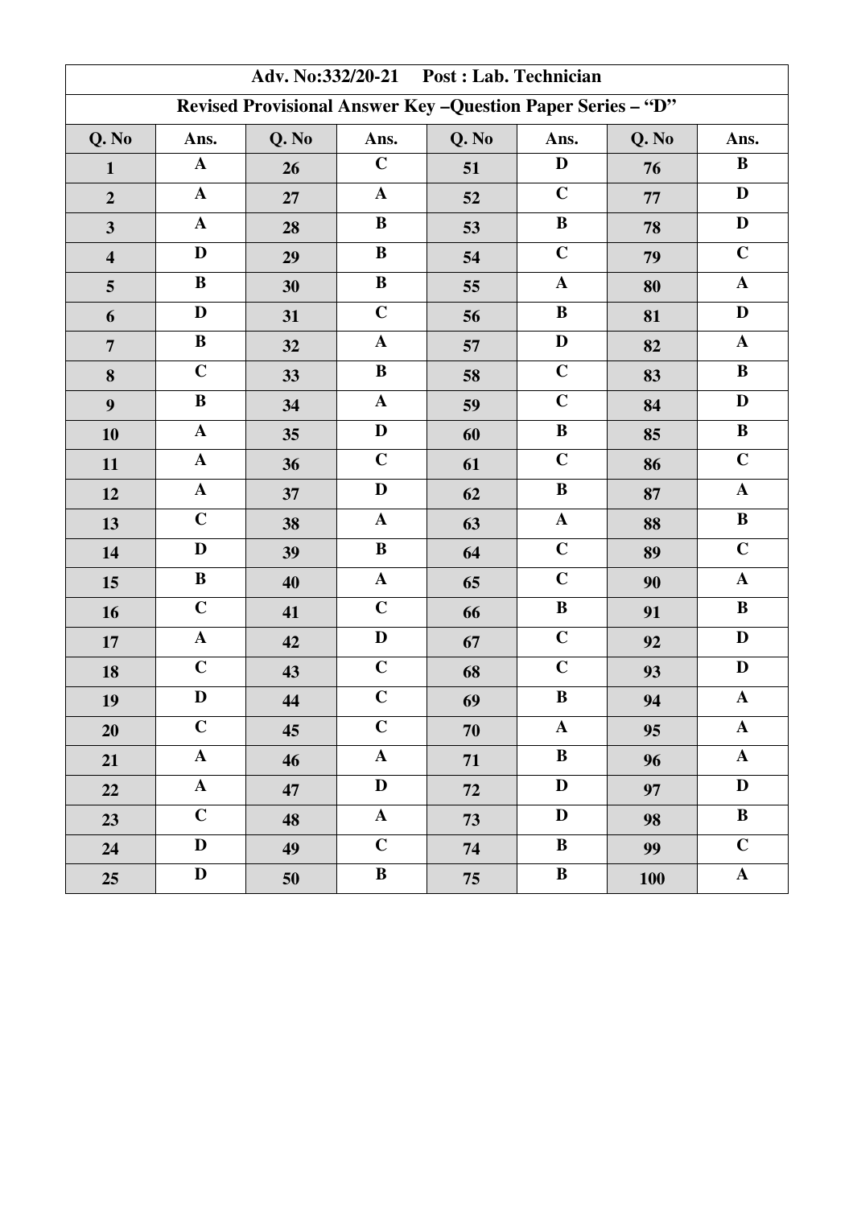| Adv. No:332/20-21 Post : Lab. Technician | | | | | | | |
|---|---|---|---|---|---|---|---|
| **Revised Provisional Answer Key –Question Paper Series – "D"** | | | | | | | |
| **Q. No** | **Ans.** | **Q. No** | **Ans.** | **Q. No** | **Ans.** | **Q. No** | **Ans.** |
| 1 | A | 26 | C | 51 | D | 76 | B |
| 2 | A | 27 | A | 52 | C | 77 | D |
| 3 | A | 28 | B | 53 | B | 78 | D |
| 4 | D | 29 | B | 54 | C | 79 | C |
| 5 | B | 30 | B | 55 | A | 80 | A |
| 6 | D | 31 | C | 56 | B | 81 | D |
| 7 | B | 32 | A | 57 | D | 82 | A |
| 8 | C | 33 | B | 58 | C | 83 | B |
| 9 | B | 34 | A | 59 | C | 84 | D |
| 10 | A | 35 | D | 60 | B | 85 | B |
| 11 | A | 36 | C | 61 | C | 86 | C |
| 12 | A | 37 | D | 62 | B | 87 | A |
| 13 | C | 38 | A | 63 | A | 88 | B |
| 14 | D | 39 | B | 64 | C | 89 | C |
| 15 | B | 40 | A | 65 | C | 90 | A |
| 16 | C | 41 | C | 66 | B | 91 | B |
| 17 | A | 42 | D | 67 | C | 92 | D |
| 18 | C | 43 | C | 68 | C | 93 | D |
| 19 | D | 44 | C | 69 | B | 94 | A |
| 20 | C | 45 | C | 70 | A | 95 | A |
| 21 | A | 46 | A | 71 | B | 96 | A |
| 22 | A | 47 | D | 72 | D | 97 | D |
| 23 | C | 48 | A | 73 | D | 98 | B |
| 24 | D | 49 | C | 74 | B | 99 | C |
| 25 | D | 50 | B | 75 | B | 100 | A |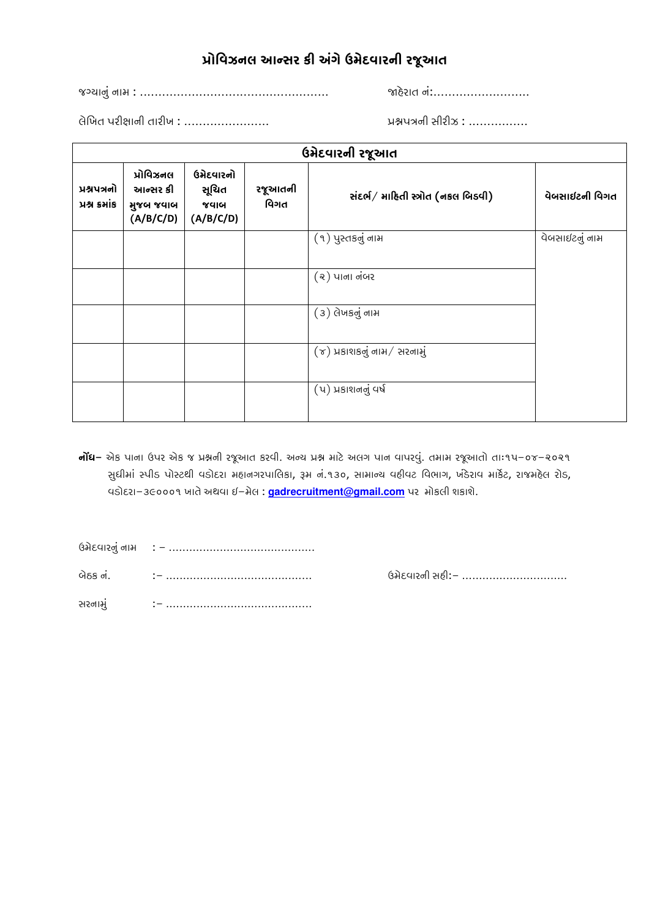# પ્રોવિઝનલ આન્સર કી અંગે ઉમેદવારની રજૂઆત

જગ્યાનું નામ : ................................................... જાહેરાત નં:..........................

લેખિત પરીક્ષાની તારીખ : ....................... પ્રશ્નપત્રની સીરીઝ : ................

| ઉમેદવારની રજૂઆત | | | | | |
|---|---|---|---|---|---|
| પ્રશ્નપત્રનો પ્રશ્ન ક્રમાંક | પ્રોવિઝનલ આન્સર કી મુજબ જવાબ (A/B/C/D) | ઉમેદવારનો સૂચિત જવાબ (A/B/C/D) | રજૂઆતની વિગત | સંદર્ભ/ માહિતી સ્ત્રોત (નકલ બિડવી) | વેબસાઇટની વિગત |
| | | | | (૧) પુસ્તકનું નામ | વેબસાઇટનું નામ |
| | | | | (૨) પાના નંબર | |
| | | | | (૩) લેખકનું નામ | |
| | | | | (૪) પ્રકાશકનું નામ/ સરનામું | |
| | | | | (૫) પ્રકાશનનું વર્ષ | |

**નોંધ–** એક પાના ઉપર એક જ પ્રશ્નની રજૂઆત કરવી. અન્ય પ્રશ્ન માટે અલગ પાન વાપરવું. તમામ રજૂઆતો તાઃ૧૫–૦૪–૨૦૨૧ સુધીમાં સ્પીડ પોસ્ટથી વડોદરા મહાનગરપાલિકા, રૂમ નં.૧૩૦, સામાન્ય વહીવટ વિભાગ, ખંડેરાવ માર્કેટ, રાજમહેલ રોડ, વડોદરા–૩૯૦૦૦૧ ખાતે અથવા ઈ–મેલ : **gadrecruitment@gmail.com** પર મોકલી શકાશે.

ઉમેદવારનું નામ : – ..........................................

બેઠક નં. :– .......................................... ઉમેદવારની સહી:– ..............................

સરનામું :– ..........................................